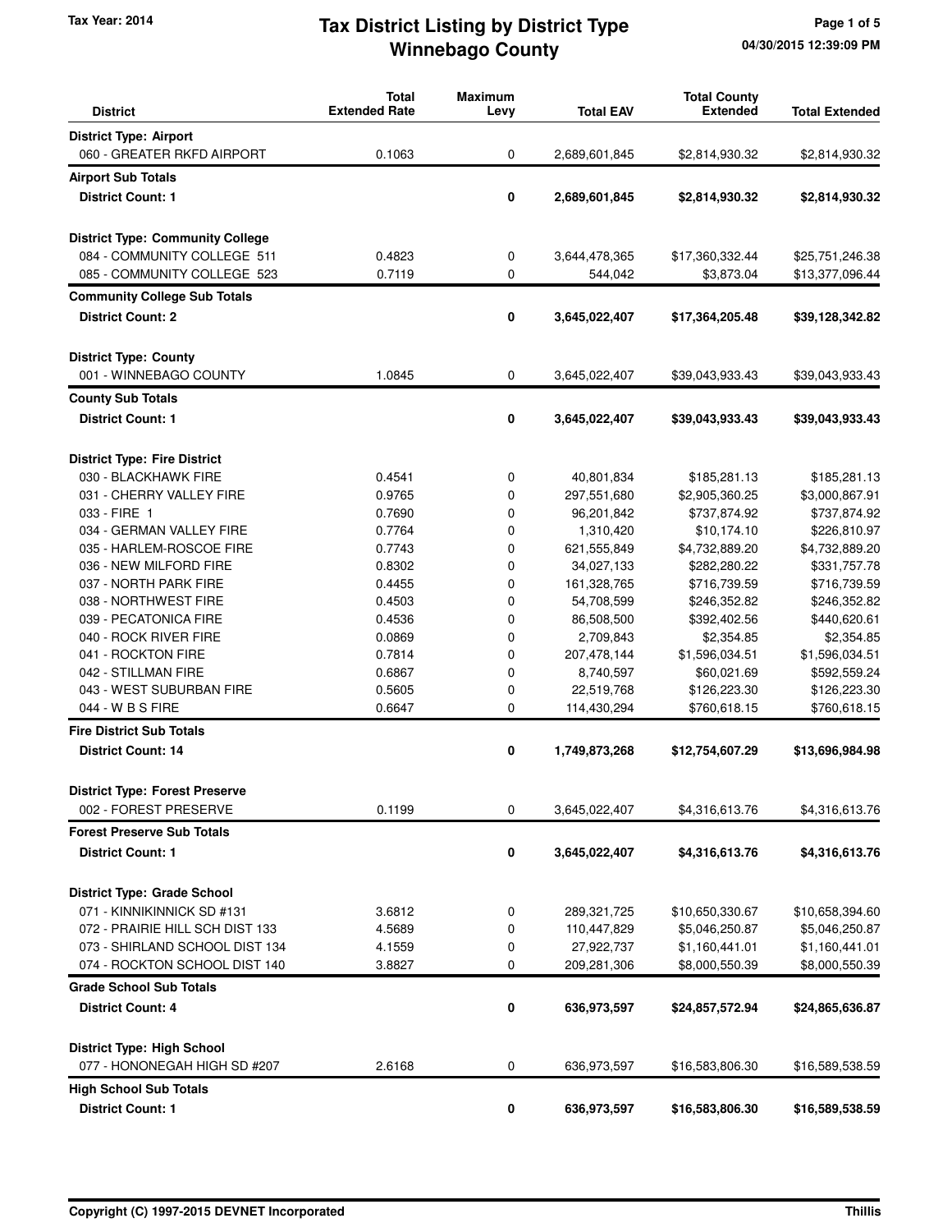Tax Year: 2014

# Tax District Listing by District Type
## Winnebago County

04/30/2015 12:39:09 PM

| District | Total Extended Rate | Maximum Levy | Total EAV | Total County Extended | Total Extended |
|---|---|---|---|---|---|
| **District Type: Airport** | | | | | |
| 060 - GREATER RKFD AIRPORT | 0.1063 | 0 | 2,689,601,845 | $2,814,930.32 | $2,814,930.32 |
| **Airport Sub Totals** | | | | | |
| **District Count: 1** | | **0** | **2,689,601,845** | **$2,814,930.32** | **$2,814,930.32** |
| **District Type: Community College** | | | | | |
| 084 - COMMUNITY COLLEGE 511 | 0.4823 | 0 | 3,644,478,365 | $17,360,332.44 | $25,751,246.38 |
| 085 - COMMUNITY COLLEGE 523 | 0.7119 | 0 | 544,042 | $3,873.04 | $13,377,096.44 |
| **Community College Sub Totals** | | | | | |
| **District Count: 2** | | **0** | **3,645,022,407** | **$17,364,205.48** | **$39,128,342.82** |
| **District Type: County** | | | | | |
| 001 - WINNEBAGO COUNTY | 1.0845 | 0 | 3,645,022,407 | $39,043,933.43 | $39,043,933.43 |
| **County Sub Totals** | | | | | |
| **District Count: 1** | | **0** | **3,645,022,407** | **$39,043,933.43** | **$39,043,933.43** |
| **District Type: Fire District** | | | | | |
| 030 - BLACKHAWK FIRE | 0.4541 | 0 | 40,801,834 | $185,281.13 | $185,281.13 |
| 031 - CHERRY VALLEY FIRE | 0.9765 | 0 | 297,551,680 | $2,905,360.25 | $3,000,867.91 |
| 033 - FIRE 1 | 0.7690 | 0 | 96,201,842 | $737,874.92 | $737,874.92 |
| 034 - GERMAN VALLEY FIRE | 0.7764 | 0 | 1,310,420 | $10,174.10 | $226,810.97 |
| 035 - HARLEM-ROSCOE FIRE | 0.7743 | 0 | 621,555,849 | $4,732,889.20 | $4,732,889.20 |
| 036 - NEW MILFORD FIRE | 0.8302 | 0 | 34,027,133 | $282,280.22 | $331,757.78 |
| 037 - NORTH PARK FIRE | 0.4455 | 0 | 161,328,765 | $716,739.59 | $716,739.59 |
| 038 - NORTHWEST FIRE | 0.4503 | 0 | 54,708,599 | $246,352.82 | $246,352.82 |
| 039 - PECATONICA FIRE | 0.4536 | 0 | 86,508,500 | $392,402.56 | $440,620.61 |
| 040 - ROCK RIVER FIRE | 0.0869 | 0 | 2,709,843 | $2,354.85 | $2,354.85 |
| 041 - ROCKTON FIRE | 0.7814 | 0 | 207,478,144 | $1,596,034.51 | $1,596,034.51 |
| 042 - STILLMAN FIRE | 0.6867 | 0 | 8,740,597 | $60,021.69 | $592,559.24 |
| 043 - WEST SUBURBAN FIRE | 0.5605 | 0 | 22,519,768 | $126,223.30 | $126,223.30 |
| 044 - W B S FIRE | 0.6647 | 0 | 114,430,294 | $760,618.15 | $760,618.15 |
| **Fire District Sub Totals** | | | | | |
| **District Count: 14** | | **0** | **1,749,873,268** | **$12,754,607.29** | **$13,696,984.98** |
| **District Type: Forest Preserve** | | | | | |
| 002 - FOREST PRESERVE | 0.1199 | 0 | 3,645,022,407 | $4,316,613.76 | $4,316,613.76 |
| **Forest Preserve Sub Totals** | | | | | |
| **District Count: 1** | | **0** | **3,645,022,407** | **$4,316,613.76** | **$4,316,613.76** |
| **District Type: Grade School** | | | | | |
| 071 - KINNIKINNICK SD #131 | 3.6812 | 0 | 289,321,725 | $10,650,330.67 | $10,658,394.60 |
| 072 - PRAIRIE HILL SCH DIST 133 | 4.5689 | 0 | 110,447,829 | $5,046,250.87 | $5,046,250.87 |
| 073 - SHIRLAND SCHOOL DIST 134 | 4.1559 | 0 | 27,922,737 | $1,160,441.01 | $1,160,441.01 |
| 074 - ROCKTON SCHOOL DIST 140 | 3.8827 | 0 | 209,281,306 | $8,000,550.39 | $8,000,550.39 |
| **Grade School Sub Totals** | | | | | |
| **District Count: 4** | | **0** | **636,973,597** | **$24,857,572.94** | **$24,865,636.87** |
| **District Type: High School** | | | | | |
| 077 - HONONEGAH HIGH SD #207 | 2.6168 | 0 | 636,973,597 | $16,583,806.30 | $16,589,538.59 |
| **High School Sub Totals** | | | | | |
| **District Count: 1** | | **0** | **636,973,597** | **$16,583,806.30** | **$16,589,538.59** |

Copyright (C) 1997-2015 DEVNET Incorporated

Thillis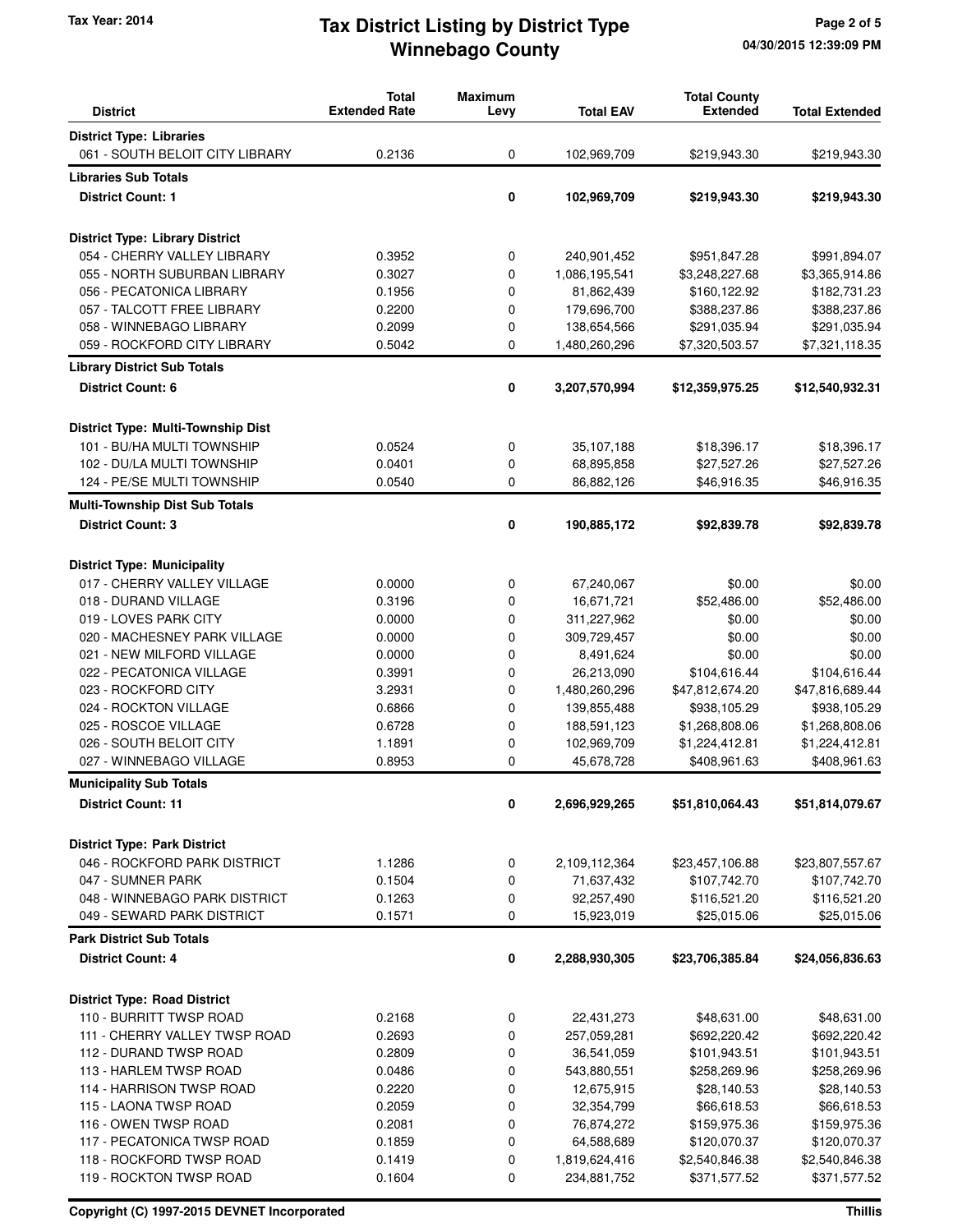# Tax District Listing by District Type
## Winnebago County

Tax Year: 2014

| District | Total Extended Rate | Maximum Levy | Total EAV | Total County Extended | Total Extended |
|---|---|---|---|---|---|
| **District Type: Libraries** | | | | | |
| 061 - SOUTH BELOIT CITY LIBRARY | 0.2136 | 0 | 102,969,709 | $219,943.30 | $219,943.30 |
| **Libraries Sub Totals** | | | | | |
| **District Count: 1** | | **0** | **102,969,709** | **$219,943.30** | **$219,943.30** |
| **District Type: Library District** | | | | | |
| 054 - CHERRY VALLEY LIBRARY | 0.3952 | 0 | 240,901,452 | $951,847.28 | $991,894.07 |
| 055 - NORTH SUBURBAN LIBRARY | 0.3027 | 0 | 1,086,195,541 | $3,248,227.68 | $3,365,914.86 |
| 056 - PECATONICA LIBRARY | 0.1956 | 0 | 81,862,439 | $160,122.92 | $182,731.23 |
| 057 - TALCOTT FREE LIBRARY | 0.2200 | 0 | 179,696,700 | $388,237.86 | $388,237.86 |
| 058 - WINNEBAGO LIBRARY | 0.2099 | 0 | 138,654,566 | $291,035.94 | $291,035.94 |
| 059 - ROCKFORD CITY LIBRARY | 0.5042 | 0 | 1,480,260,296 | $7,320,503.57 | $7,321,118.35 |
| **Library District Sub Totals** | | | | | |
| **District Count: 6** | | **0** | **3,207,570,994** | **$12,359,975.25** | **$12,540,932.31** |
| **District Type: Multi-Township Dist** | | | | | |
| 101 - BU/HA MULTI TOWNSHIP | 0.0524 | 0 | 35,107,188 | $18,396.17 | $18,396.17 |
| 102 - DU/LA MULTI TOWNSHIP | 0.0401 | 0 | 68,895,858 | $27,527.26 | $27,527.26 |
| 124 - PE/SE MULTI TOWNSHIP | 0.0540 | 0 | 86,882,126 | $46,916.35 | $46,916.35 |
| **Multi-Township Dist Sub Totals** | | | | | |
| **District Count: 3** | | **0** | **190,885,172** | **$92,839.78** | **$92,839.78** |
| **District Type: Municipality** | | | | | |
| 017 - CHERRY VALLEY VILLAGE | 0.0000 | 0 | 67,240,067 | $0.00 | $0.00 |
| 018 - DURAND VILLAGE | 0.3196 | 0 | 16,671,721 | $52,486.00 | $52,486.00 |
| 019 - LOVES PARK CITY | 0.0000 | 0 | 311,227,962 | $0.00 | $0.00 |
| 020 - MACHESNEY PARK VILLAGE | 0.0000 | 0 | 309,729,457 | $0.00 | $0.00 |
| 021 - NEW MILFORD VILLAGE | 0.0000 | 0 | 8,491,624 | $0.00 | $0.00 |
| 022 - PECATONICA VILLAGE | 0.3991 | 0 | 26,213,090 | $104,616.44 | $104,616.44 |
| 023 - ROCKFORD CITY | 3.2931 | 0 | 1,480,260,296 | $47,812,674.20 | $47,816,689.44 |
| 024 - ROCKTON VILLAGE | 0.6866 | 0 | 139,855,488 | $938,105.29 | $938,105.29 |
| 025 - ROSCOE VILLAGE | 0.6728 | 0 | 188,591,123 | $1,268,808.06 | $1,268,808.06 |
| 026 - SOUTH BELOIT CITY | 1.1891 | 0 | 102,969,709 | $1,224,412.81 | $1,224,412.81 |
| 027 - WINNEBAGO VILLAGE | 0.8953 | 0 | 45,678,728 | $408,961.63 | $408,961.63 |
| **Municipality Sub Totals** | | | | | |
| **District Count: 11** | | **0** | **2,696,929,265** | **$51,810,064.43** | **$51,814,079.67** |
| **District Type: Park District** | | | | | |
| 046 - ROCKFORD PARK DISTRICT | 1.1286 | 0 | 2,109,112,364 | $23,457,106.88 | $23,807,557.67 |
| 047 - SUMNER PARK | 0.1504 | 0 | 71,637,432 | $107,742.70 | $107,742.70 |
| 048 - WINNEBAGO PARK DISTRICT | 0.1263 | 0 | 92,257,490 | $116,521.20 | $116,521.20 |
| 049 - SEWARD PARK DISTRICT | 0.1571 | 0 | 15,923,019 | $25,015.06 | $25,015.06 |
| **Park District Sub Totals** | | | | | |
| **District Count: 4** | | **0** | **2,288,930,305** | **$23,706,385.84** | **$24,056,836.63** |
| **District Type: Road District** | | | | | |
| 110 - BURRITT TWSP ROAD | 0.2168 | 0 | 22,431,273 | $48,631.00 | $48,631.00 |
| 111 - CHERRY VALLEY TWSP ROAD | 0.2693 | 0 | 257,059,281 | $692,220.42 | $692,220.42 |
| 112 - DURAND TWSP ROAD | 0.2809 | 0 | 36,541,059 | $101,943.51 | $101,943.51 |
| 113 - HARLEM TWSP ROAD | 0.0486 | 0 | 543,880,551 | $258,269.96 | $258,269.96 |
| 114 - HARRISON TWSP ROAD | 0.2220 | 0 | 12,675,915 | $28,140.53 | $28,140.53 |
| 115 - LAONA TWSP ROAD | 0.2059 | 0 | 32,354,799 | $66,618.53 | $66,618.53 |
| 116 - OWEN TWSP ROAD | 0.2081 | 0 | 76,874,272 | $159,975.36 | $159,975.36 |
| 117 - PECATONICA TWSP ROAD | 0.1859 | 0 | 64,588,689 | $120,070.37 | $120,070.37 |
| 118 - ROCKFORD TWSP ROAD | 0.1419 | 0 | 1,819,624,416 | $2,540,846.38 | $2,540,846.38 |
| 119 - ROCKTON TWSP ROAD | 0.1604 | 0 | 234,881,752 | $371,577.52 | $371,577.52 |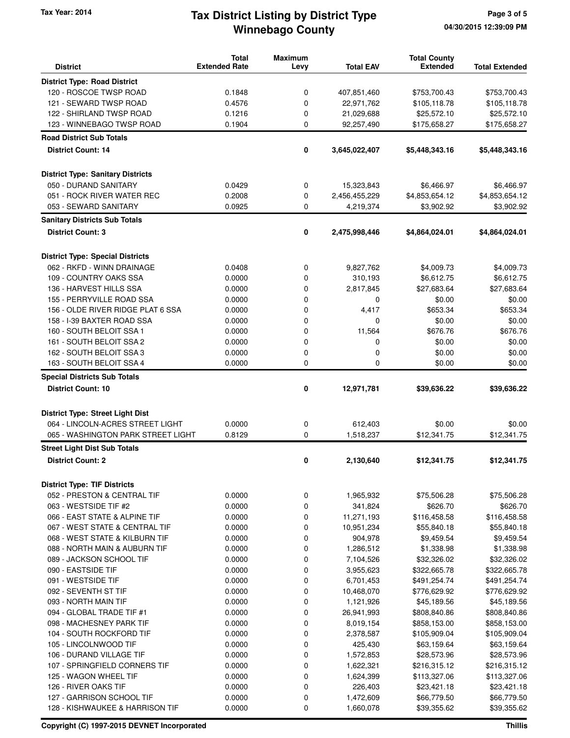# Tax District Listing by District Type
## Winnebago County

Tax Year: 2014

| District | Total Extended Rate | Maximum Levy | Total EAV | Total County Extended | Total Extended |
|---|---|---|---|---|---|
| **District Type: Road District** | | | | | |
| 120 - ROSCOE TWSP ROAD | 0.1848 | 0 | 407,851,460 | $753,700.43 | $753,700.43 |
| 121 - SEWARD TWSP ROAD | 0.4576 | 0 | 22,971,762 | $105,118.78 | $105,118.78 |
| 122 - SHIRLAND TWSP ROAD | 0.1216 | 0 | 21,029,688 | $25,572.10 | $25,572.10 |
| 123 - WINNEBAGO TWSP ROAD | 0.1904 | 0 | 92,257,490 | $175,658.27 | $175,658.27 |
| **Road District Sub Totals** | | | | | |
| **District Count: 14** | | **0** | **3,645,022,407** | **$5,448,343.16** | **$5,448,343.16** |
| **District Type: Sanitary Districts** | | | | | |
| 050 - DURAND SANITARY | 0.0429 | 0 | 15,323,843 | $6,466.97 | $6,466.97 |
| 051 - ROCK RIVER WATER REC | 0.2008 | 0 | 2,456,455,229 | $4,853,654.12 | $4,853,654.12 |
| 053 - SEWARD SANITARY | 0.0925 | 0 | 4,219,374 | $3,902.92 | $3,902.92 |
| **Sanitary Districts Sub Totals** | | | | | |
| **District Count: 3** | | **0** | **2,475,998,446** | **$4,864,024.01** | **$4,864,024.01** |
| **District Type: Special Districts** | | | | | |
| 062 - RKFD - WINN DRAINAGE | 0.0408 | 0 | 9,827,762 | $4,009.73 | $4,009.73 |
| 109 - COUNTRY OAKS SSA | 0.0000 | 0 | 310,193 | $6,612.75 | $6,612.75 |
| 136 - HARVEST HILLS SSA | 0.0000 | 0 | 2,817,845 | $27,683.64 | $27,683.64 |
| 155 - PERRYVILLE ROAD SSA | 0.0000 | 0 | 0 | $0.00 | $0.00 |
| 156 - OLDE RIVER RIDGE PLAT 6 SSA | 0.0000 | 0 | 4,417 | $653.34 | $653.34 |
| 158 - I-39 BAXTER ROAD SSA | 0.0000 | 0 | 0 | $0.00 | $0.00 |
| 160 - SOUTH BELOIT SSA 1 | 0.0000 | 0 | 11,564 | $676.76 | $676.76 |
| 161 - SOUTH BELOIT SSA 2 | 0.0000 | 0 | 0 | $0.00 | $0.00 |
| 162 - SOUTH BELOIT SSA 3 | 0.0000 | 0 | 0 | $0.00 | $0.00 |
| 163 - SOUTH BELOIT SSA 4 | 0.0000 | 0 | 0 | $0.00 | $0.00 |
| **Special Districts Sub Totals** | | | | | |
| **District Count: 10** | | **0** | **12,971,781** | **$39,636.22** | **$39,636.22** |
| **District Type: Street Light Dist** | | | | | |
| 064 - LINCOLN-ACRES STREET LIGHT | 0.0000 | 0 | 612,403 | $0.00 | $0.00 |
| 065 - WASHINGTON PARK STREET LIGHT | 0.8129 | 0 | 1,518,237 | $12,341.75 | $12,341.75 |
| **Street Light Dist Sub Totals** | | | | | |
| **District Count: 2** | | **0** | **2,130,640** | **$12,341.75** | **$12,341.75** |
| **District Type: TIF Districts** | | | | | |
| 052 - PRESTON & CENTRAL TIF | 0.0000 | 0 | 1,965,932 | $75,506.28 | $75,506.28 |
| 063 - WESTSIDE TIF #2 | 0.0000 | 0 | 341,824 | $626.70 | $626.70 |
| 066 - EAST STATE & ALPINE TIF | 0.0000 | 0 | 11,271,193 | $116,458.58 | $116,458.58 |
| 067 - WEST STATE & CENTRAL TIF | 0.0000 | 0 | 10,951,234 | $55,840.18 | $55,840.18 |
| 068 - WEST STATE & KILBURN TIF | 0.0000 | 0 | 904,978 | $9,459.54 | $9,459.54 |
| 088 - NORTH MAIN & AUBURN TIF | 0.0000 | 0 | 1,286,512 | $1,338.98 | $1,338.98 |
| 089 - JACKSON SCHOOL TIF | 0.0000 | 0 | 7,104,526 | $32,326.02 | $32,326.02 |
| 090 - EASTSIDE TIF | 0.0000 | 0 | 3,955,623 | $322,665.78 | $322,665.78 |
| 091 - WESTSIDE TIF | 0.0000 | 0 | 6,701,453 | $491,254.74 | $491,254.74 |
| 092 - SEVENTH ST TIF | 0.0000 | 0 | 10,468,070 | $776,629.92 | $776,629.92 |
| 093 - NORTH MAIN TIF | 0.0000 | 0 | 1,121,926 | $45,189.56 | $45,189.56 |
| 094 - GLOBAL TRADE TIF #1 | 0.0000 | 0 | 26,941,993 | $808,840.86 | $808,840.86 |
| 098 - MACHESNEY PARK TIF | 0.0000 | 0 | 8,019,154 | $858,153.00 | $858,153.00 |
| 104 - SOUTH ROCKFORD TIF | 0.0000 | 0 | 2,378,587 | $105,909.04 | $105,909.04 |
| 105 - LINCOLNWOOD TIF | 0.0000 | 0 | 425,430 | $63,159.64 | $63,159.64 |
| 106 - DURAND VILLAGE TIF | 0.0000 | 0 | 1,572,853 | $28,573.96 | $28,573.96 |
| 107 - SPRINGFIELD CORNERS TIF | 0.0000 | 0 | 1,622,321 | $216,315.12 | $216,315.12 |
| 125 - WAGON WHEEL TIF | 0.0000 | 0 | 1,624,399 | $113,327.06 | $113,327.06 |
| 126 - RIVER OAKS TIF | 0.0000 | 0 | 226,403 | $23,421.18 | $23,421.18 |
| 127 - GARRISON SCHOOL TIF | 0.0000 | 0 | 1,472,609 | $66,779.50 | $66,779.50 |
| 128 - KISHWAUKEE & HARRISON TIF | 0.0000 | 0 | 1,660,078 | $39,355.62 | $39,355.62 |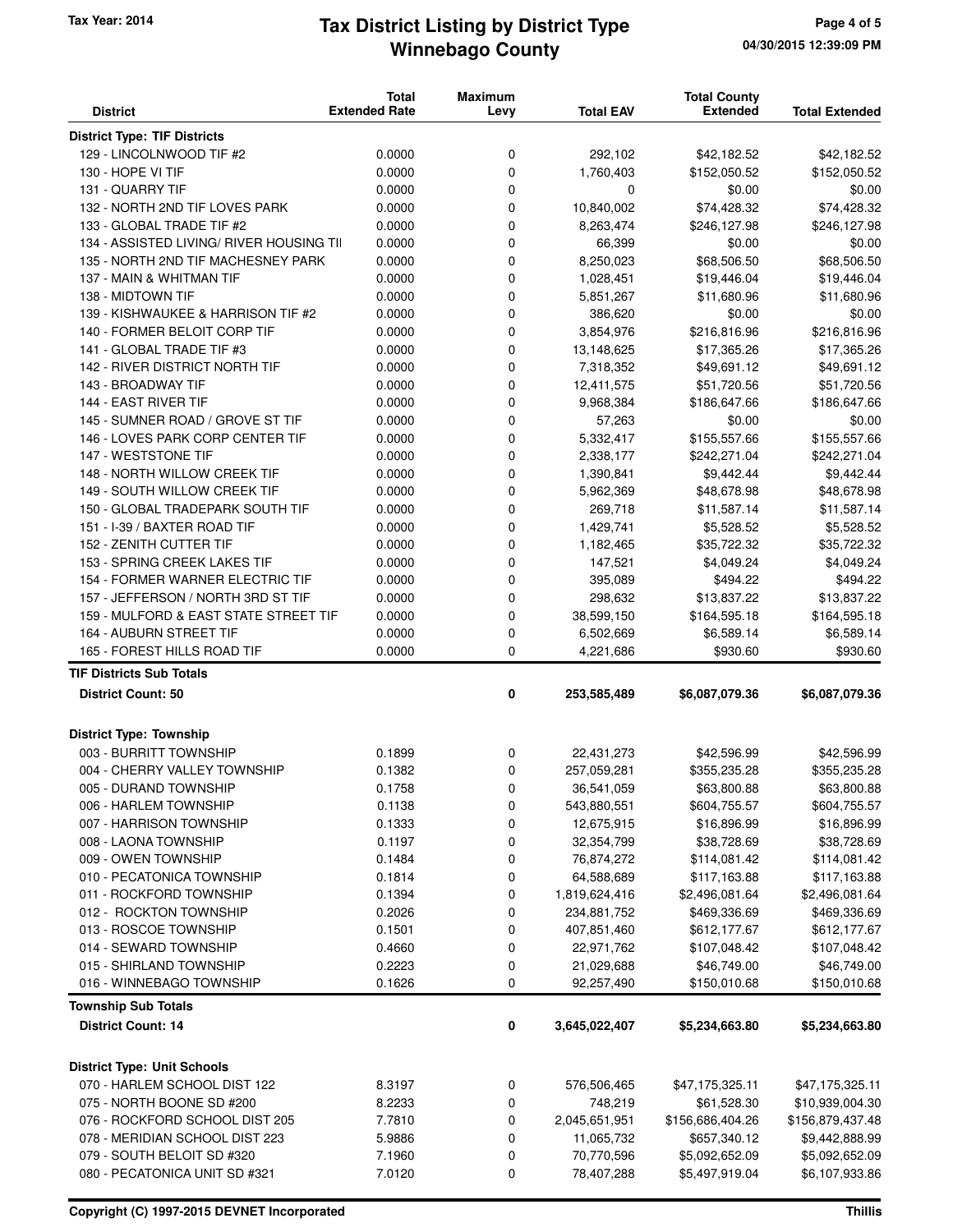**Tax Year: 2014**

# Tax District Listing by District Type
## Winnebago County

| District | Total Extended Rate | Maximum Levy | Total EAV | Total County Extended | Total Extended |
|---|---|---|---|---|---|
| **District Type: TIF Districts** | | | | | |
| 129 - LINCOLNWOOD TIF #2 | 0.0000 | 0 | 292,102 | $42,182.52 | $42,182.52 |
| 130 - HOPE VI TIF | 0.0000 | 0 | 1,760,403 | $152,050.52 | $152,050.52 |
| 131 - QUARRY TIF | 0.0000 | 0 | 0 | $0.00 | $0.00 |
| 132 - NORTH 2ND TIF LOVES PARK | 0.0000 | 0 | 10,840,002 | $74,428.32 | $74,428.32 |
| 133 - GLOBAL TRADE TIF #2 | 0.0000 | 0 | 8,263,474 | $246,127.98 | $246,127.98 |
| 134 - ASSISTED LIVING/ RIVER HOUSING TII | 0.0000 | 0 | 66,399 | $0.00 | $0.00 |
| 135 - NORTH 2ND TIF MACHESNEY PARK | 0.0000 | 0 | 8,250,023 | $68,506.50 | $68,506.50 |
| 137 - MAIN & WHITMAN TIF | 0.0000 | 0 | 1,028,451 | $19,446.04 | $19,446.04 |
| 138 - MIDTOWN TIF | 0.0000 | 0 | 5,851,267 | $11,680.96 | $11,680.96 |
| 139 - KISHWAUKEE & HARRISON TIF #2 | 0.0000 | 0 | 386,620 | $0.00 | $0.00 |
| 140 - FORMER BELOIT CORP TIF | 0.0000 | 0 | 3,854,976 | $216,816.96 | $216,816.96 |
| 141 - GLOBAL TRADE TIF #3 | 0.0000 | 0 | 13,148,625 | $17,365.26 | $17,365.26 |
| 142 - RIVER DISTRICT NORTH TIF | 0.0000 | 0 | 7,318,352 | $49,691.12 | $49,691.12 |
| 143 - BROADWAY TIF | 0.0000 | 0 | 12,411,575 | $51,720.56 | $51,720.56 |
| 144 - EAST RIVER TIF | 0.0000 | 0 | 9,968,384 | $186,647.66 | $186,647.66 |
| 145 - SUMNER ROAD / GROVE ST TIF | 0.0000 | 0 | 57,263 | $0.00 | $0.00 |
| 146 - LOVES PARK CORP CENTER TIF | 0.0000 | 0 | 5,332,417 | $155,557.66 | $155,557.66 |
| 147 - WESTSTONE TIF | 0.0000 | 0 | 2,338,177 | $242,271.04 | $242,271.04 |
| 148 - NORTH WILLOW CREEK TIF | 0.0000 | 0 | 1,390,841 | $9,442.44 | $9,442.44 |
| 149 - SOUTH WILLOW CREEK TIF | 0.0000 | 0 | 5,962,369 | $48,678.98 | $48,678.98 |
| 150 - GLOBAL TRADEPARK SOUTH TIF | 0.0000 | 0 | 269,718 | $11,587.14 | $11,587.14 |
| 151 - I-39 / BAXTER ROAD TIF | 0.0000 | 0 | 1,429,741 | $5,528.52 | $5,528.52 |
| 152 - ZENITH CUTTER TIF | 0.0000 | 0 | 1,182,465 | $35,722.32 | $35,722.32 |
| 153 - SPRING CREEK LAKES TIF | 0.0000 | 0 | 147,521 | $4,049.24 | $4,049.24 |
| 154 - FORMER WARNER ELECTRIC TIF | 0.0000 | 0 | 395,089 | $494.22 | $494.22 |
| 157 - JEFFERSON / NORTH 3RD ST TIF | 0.0000 | 0 | 298,632 | $13,837.22 | $13,837.22 |
| 159 - MULFORD & EAST STATE STREET TIF | 0.0000 | 0 | 38,599,150 | $164,595.18 | $164,595.18 |
| 164 - AUBURN STREET TIF | 0.0000 | 0 | 6,502,669 | $6,589.14 | $6,589.14 |
| 165 - FOREST HILLS ROAD TIF | 0.0000 | 0 | 4,221,686 | $930.60 | $930.60 |
| **TIF Districts Sub Totals** | | | | | |
| **District Count: 50** | | **0** | **253,585,489** | **$6,087,079.36** | **$6,087,079.36** |
| **District Type: Township** | | | | | |
| 003 - BURRITT TOWNSHIP | 0.1899 | 0 | 22,431,273 | $42,596.99 | $42,596.99 |
| 004 - CHERRY VALLEY TOWNSHIP | 0.1382 | 0 | 257,059,281 | $355,235.28 | $355,235.28 |
| 005 - DURAND TOWNSHIP | 0.1758 | 0 | 36,541,059 | $63,800.88 | $63,800.88 |
| 006 - HARLEM TOWNSHIP | 0.1138 | 0 | 543,880,551 | $604,755.57 | $604,755.57 |
| 007 - HARRISON TOWNSHIP | 0.1333 | 0 | 12,675,915 | $16,896.99 | $16,896.99 |
| 008 - LAONA TOWNSHIP | 0.1197 | 0 | 32,354,799 | $38,728.69 | $38,728.69 |
| 009 - OWEN TOWNSHIP | 0.1484 | 0 | 76,874,272 | $114,081.42 | $114,081.42 |
| 010 - PECATONICA TOWNSHIP | 0.1814 | 0 | 64,588,689 | $117,163.88 | $117,163.88 |
| 011 - ROCKFORD TOWNSHIP | 0.1394 | 0 | 1,819,624,416 | $2,496,081.64 | $2,496,081.64 |
| 012 - ROCKTON TOWNSHIP | 0.2026 | 0 | 234,881,752 | $469,336.69 | $469,336.69 |
| 013 - ROSCOE TOWNSHIP | 0.1501 | 0 | 407,851,460 | $612,177.67 | $612,177.67 |
| 014 - SEWARD TOWNSHIP | 0.4660 | 0 | 22,971,762 | $107,048.42 | $107,048.42 |
| 015 - SHIRLAND TOWNSHIP | 0.2223 | 0 | 21,029,688 | $46,749.00 | $46,749.00 |
| 016 - WINNEBAGO TOWNSHIP | 0.1626 | 0 | 92,257,490 | $150,010.68 | $150,010.68 |
| **Township Sub Totals** | | | | | |
| **District Count: 14** | | **0** | **3,645,022,407** | **$5,234,663.80** | **$5,234,663.80** |
| **District Type: Unit Schools** | | | | | |
| 070 - HARLEM SCHOOL DIST 122 | 8.3197 | 0 | 576,506,465 | $47,175,325.11 | $47,175,325.11 |
| 075 - NORTH BOONE SD #200 | 8.2233 | 0 | 748,219 | $61,528.30 | $10,939,004.30 |
| 076 - ROCKFORD SCHOOL DIST 205 | 7.7810 | 0 | 2,045,651,951 | $156,686,404.26 | $156,879,437.48 |
| 078 - MERIDIAN SCHOOL DIST 223 | 5.9886 | 0 | 11,065,732 | $657,340.12 | $9,442,888.99 |
| 079 - SOUTH BELOIT SD #320 | 7.1960 | 0 | 70,770,596 | $5,092,652.09 | $5,092,652.09 |
| 080 - PECATONICA UNIT SD #321 | 7.0120 | 0 | 78,407,288 | $5,497,919.04 | $6,107,933.86 |

Copyright (C) 1997-2015 DEVNET Incorporated — Thillis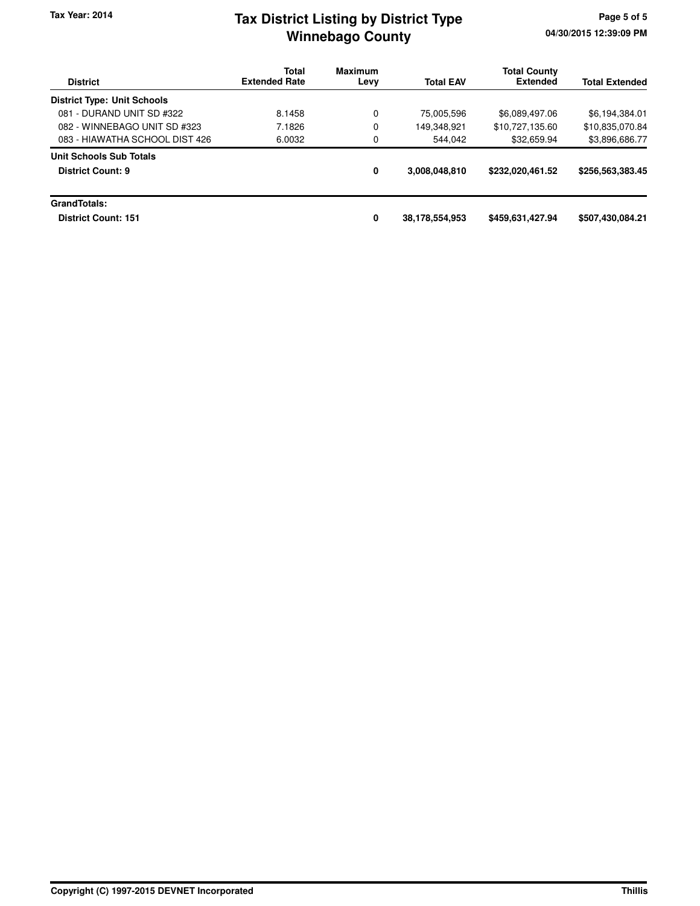| District | Total Extended Rate | Maximum Levy | Total EAV | Total County Extended | Total Extended |
|---|---|---|---|---|---|
| **District Type: Unit Schools** | | | | | |
| 081 - DURAND UNIT SD #322 | 8.1458 | 0 | 75,005,596 | $6,089,497.06 | $6,194,384.01 |
| 082 - WINNEBAGO UNIT SD #323 | 7.1826 | 0 | 149,348,921 | $10,727,135.60 | $10,835,070.84 |
| 083 - HIAWATHA SCHOOL DIST 426 | 6.0032 | 0 | 544,042 | $32,659.94 | $3,896,686.77 |
| **Unit Schools Sub Totals** | | | | | |
| **District Count: 9** | | **0** | **3,008,048,810** | **$232,020,461.52** | **$256,563,383.45** |
| **GrandTotals:** | | | | | |
| **District Count: 151** | | **0** | **38,178,554,953** | **$459,631,427.94** | **$507,430,084.21** |

**Copyright (C) 1997-2015 DEVNET Incorporated** **Thillis**